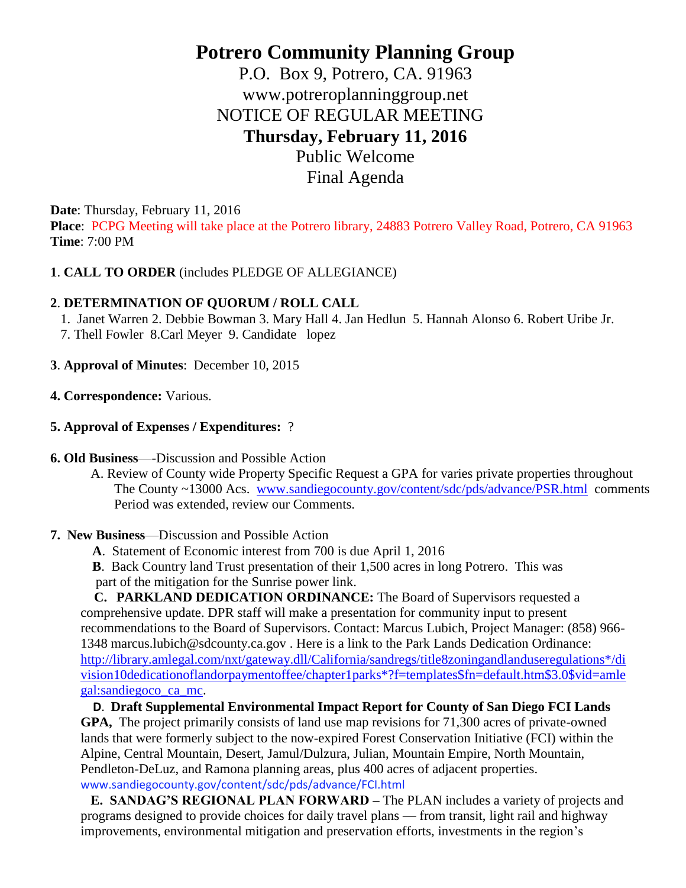# Potrero Community Planning Group

P.O. Box 9, Potrero, CA. 91963
www.potreroplanninggroup.net
NOTICE OF REGULAR MEETING
**Thursday, February 11, 2016**
Public Welcome
Final Agenda

**Date**: Thursday, February 11, 2016
**Place**: PCPG Meeting will take place at the Potrero library, 24883 Potrero Valley Road, Potrero, CA 91963
**Time**: 7:00 PM

**1**. **CALL TO ORDER** (includes PLEDGE OF ALLEGIANCE)

**2**. **DETERMINATION OF QUORUM / ROLL CALL**
1. Janet Warren 2. Debbie Bowman 3. Mary Hall 4. Jan Hedlun 5. Hannah Alonso 6. Robert Uribe Jr. 7. Thell Fowler 8.Carl Meyer 9. Candidate lopez

**3**. **Approval of Minutes**: December 10, 2015

**4. Correspondence:** Various.

**5. Approval of Expenses / Expenditures:** ?

**6. Old Business**—-Discussion and Possible Action

A. Review of County wide Property Specific Request a GPA for varies private properties throughout The County ~13000 Acs. www.sandiegocounty.gov/content/sdc/pds/advance/PSR.html comments Period was extended, review our Comments.

**7. New Business**—Discussion and Possible Action

**A**. Statement of Economic interest from 700 is due April 1, 2016

**B**. Back Country land Trust presentation of their 1,500 acres in long Potrero. This was part of the mitigation for the Sunrise power link.

**C. PARKLAND DEDICATION ORDINANCE:** The Board of Supervisors requested a comprehensive update. DPR staff will make a presentation for community input to present recommendations to the Board of Supervisors. Contact: Marcus Lubich, Project Manager: (858) 966-1348 marcus.lubich@sdcounty.ca.gov . Here is a link to the Park Lands Dedication Ordinance: http://library.amlegal.com/nxt/gateway.dll/California/sandregs/title8zoningandlanduseregulations*/division10dedicationoflandorpaymentoffee/chapter1parks*?f=templates$fn=default.htm$3.0$vid=amlegal:sandiegoco_ca_mc.

**D**. **Draft Supplemental Environmental Impact Report for County of San Diego FCI Lands GPA,** The project primarily consists of land use map revisions for 71,300 acres of private-owned lands that were formerly subject to the now-expired Forest Conservation Initiative (FCI) within the Alpine, Central Mountain, Desert, Jamul/Dulzura, Julian, Mountain Empire, North Mountain, Pendleton-DeLuz, and Ramona planning areas, plus 400 acres of adjacent properties. www.sandiegocounty.gov/content/sdc/pds/advance/FCI.html

**E. SANDAG'S REGIONAL PLAN FORWARD –** The PLAN includes a variety of projects and programs designed to provide choices for daily travel plans — from transit, light rail and highway improvements, environmental mitigation and preservation efforts, investments in the region's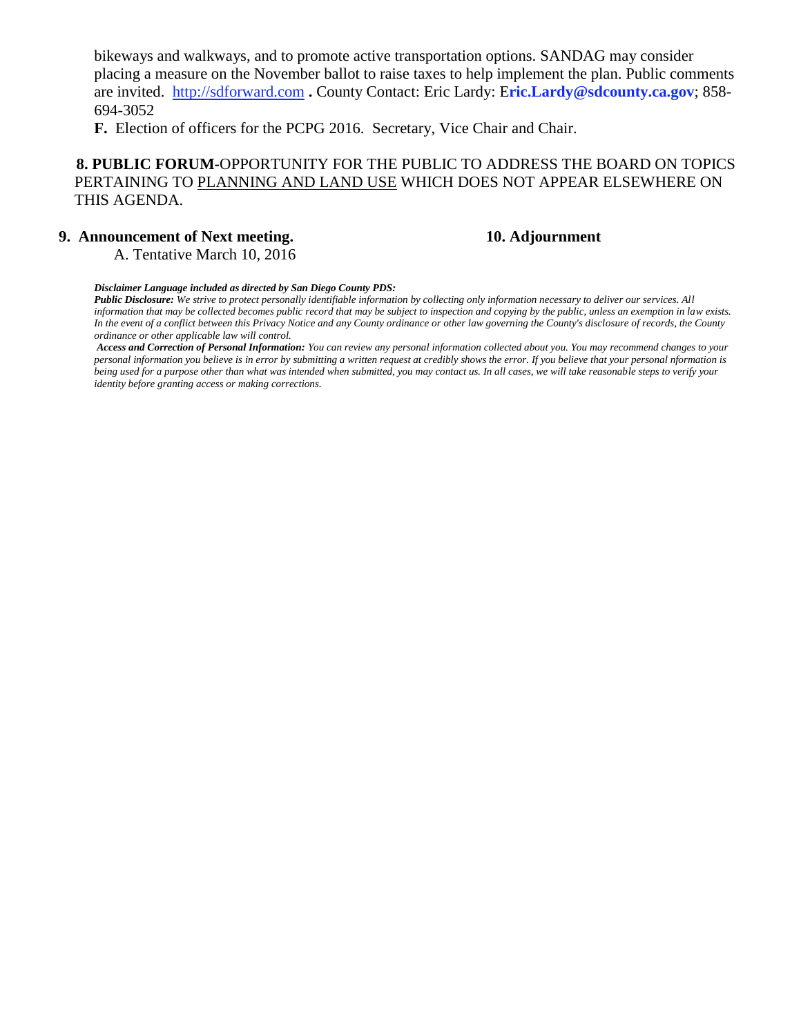bikeways and walkways, and to promote active transportation options. SANDAG may consider placing a measure on the November ballot to raise taxes to help implement the plan. Public comments are invited. http://sdforward.com **.** County Contact: Eric Lardy: E**ric.Lardy@sdcounty.ca.gov**; 858-694-3052

**F.** Election of officers for the PCPG 2016. Secretary, Vice Chair and Chair.

**8. PUBLIC FORUM**-OPPORTUNITY FOR THE PUBLIC TO ADDRESS THE BOARD ON TOPICS PERTAINING TO PLANNING AND LAND USE WHICH DOES NOT APPEAR ELSEWHERE ON THIS AGENDA.

**9. Announcement of Next meeting.**

A. Tentative March 10, 2016

**10. Adjournment**

***Disclaimer Language included as directed by San Diego County PDS:***

***Public Disclosure:*** *We strive to protect personally identifiable information by collecting only information necessary to deliver our services. All information that may be collected becomes public record that may be subject to inspection and copying by the public, unless an exemption in law exists. In the event of a conflict between this Privacy Notice and any County ordinance or other law governing the County's disclosure of records, the County ordinance or other applicable law will control.*

***Access and Correction of Personal Information:*** *You can review any personal information collected about you. You may recommend changes to your personal information you believe is in error by submitting a written request at credibly shows the error. If you believe that your personal nformation is being used for a purpose other than what was intended when submitted, you may contact us. In all cases, we will take reasonable steps to verify your identity before granting access or making corrections.*